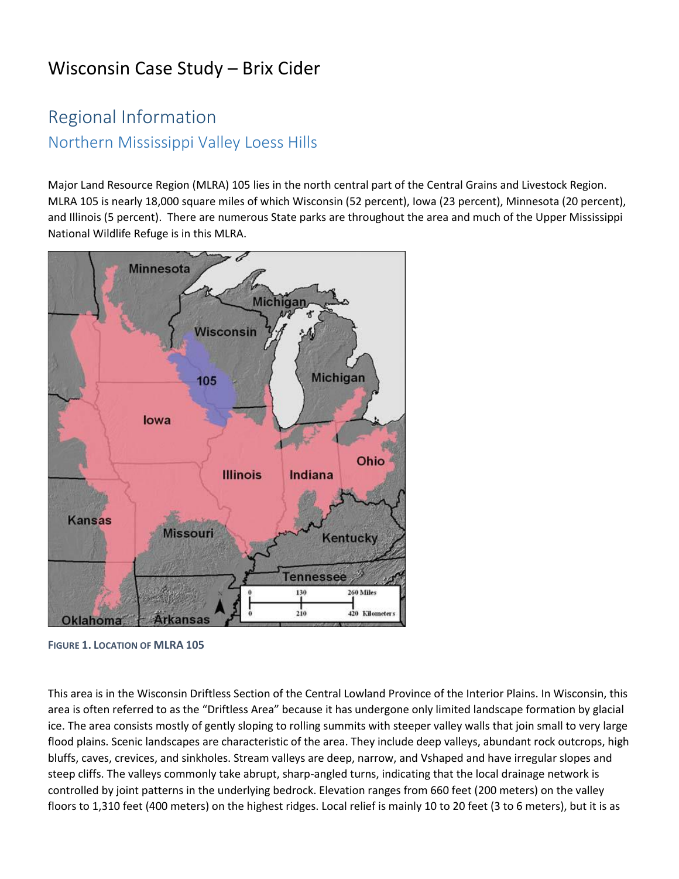# Wisconsin Case Study – Brix Cider

## Regional Information

### Northern Mississippi Valley Loess Hills

Major Land Resource Region (MLRA) 105 lies in the north central part of the Central Grains and Livestock Region. MLRA 105 is nearly 18,000 square miles of which Wisconsin (52 percent), Iowa (23 percent), Minnesota (20 percent), and Illinois (5 percent). There are numerous State parks are throughout the area and much of the Upper Mississippi National Wildlife Refuge is in this MLRA.

**FIGURE 1. LOCATION OF MLRA 105**

This area is in the Wisconsin Driftless Section of the Central Lowland Province of the Interior Plains. In Wisconsin, this area is often referred to as the "Driftless Area" because it has undergone only limited landscape formation by glacial ice. The area consists mostly of gently sloping to rolling summits with steeper valley walls that join small to very large flood plains. Scenic landscapes are characteristic of the area. They include deep valleys, abundant rock outcrops, high bluffs, caves, crevices, and sinkholes. Stream valleys are deep, narrow, and Vshaped and have irregular slopes and steep cliffs. The valleys commonly take abrupt, sharp-angled turns, indicating that the local drainage network is controlled by joint patterns in the underlying bedrock. Elevation ranges from 660 feet (200 meters) on the valley floors to 1,310 feet (400 meters) on the highest ridges. Local relief is mainly 10 to 20 feet (3 to 6 meters), but it is as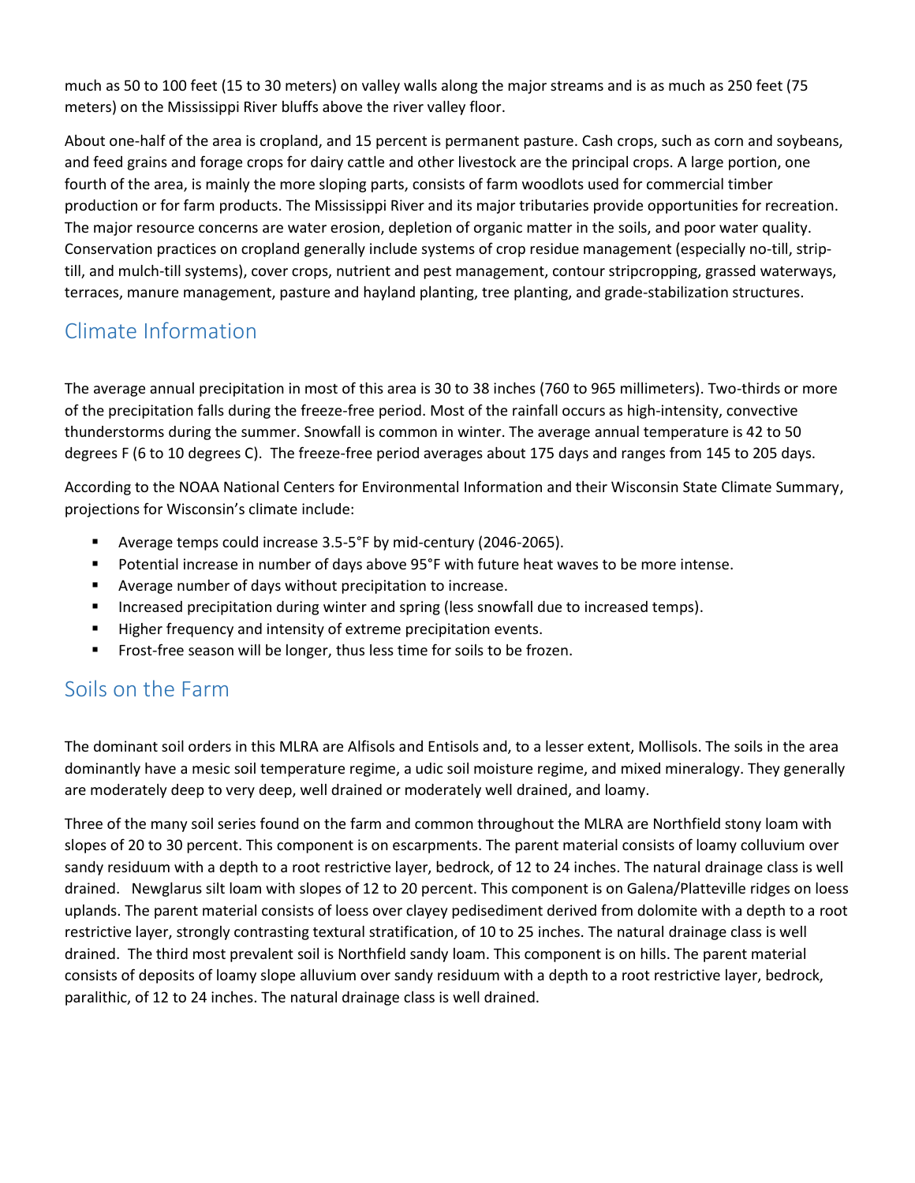much as 50 to 100 feet (15 to 30 meters) on valley walls along the major streams and is as much as 250 feet (75 meters) on the Mississippi River bluffs above the river valley floor.

About one-half of the area is cropland, and 15 percent is permanent pasture. Cash crops, such as corn and soybeans, and feed grains and forage crops for dairy cattle and other livestock are the principal crops. A large portion, one fourth of the area, is mainly the more sloping parts, consists of farm woodlots used for commercial timber production or for farm products. The Mississippi River and its major tributaries provide opportunities for recreation. The major resource concerns are water erosion, depletion of organic matter in the soils, and poor water quality. Conservation practices on cropland generally include systems of crop residue management (especially no-till, strip-till, and mulch-till systems), cover crops, nutrient and pest management, contour stripcropping, grassed waterways, terraces, manure management, pasture and hayland planting, tree planting, and grade-stabilization structures.

## Climate Information

The average annual precipitation in most of this area is 30 to 38 inches (760 to 965 millimeters). Two-thirds or more of the precipitation falls during the freeze-free period. Most of the rainfall occurs as high-intensity, convective thunderstorms during the summer. Snowfall is common in winter. The average annual temperature is 42 to 50 degrees F (6 to 10 degrees C). The freeze-free period averages about 175 days and ranges from 145 to 205 days.

According to the NOAA National Centers for Environmental Information and their Wisconsin State Climate Summary, projections for Wisconsin's climate include:

- Average temps could increase 3.5-5°F by mid-century (2046-2065).
- Potential increase in number of days above 95°F with future heat waves to be more intense.
- Average number of days without precipitation to increase.
- Increased precipitation during winter and spring (less snowfall due to increased temps).
- Higher frequency and intensity of extreme precipitation events.
- Frost-free season will be longer, thus less time for soils to be frozen.

## Soils on the Farm

The dominant soil orders in this MLRA are Alfisols and Entisols and, to a lesser extent, Mollisols. The soils in the area dominantly have a mesic soil temperature regime, a udic soil moisture regime, and mixed mineralogy. They generally are moderately deep to very deep, well drained or moderately well drained, and loamy.

Three of the many soil series found on the farm and common throughout the MLRA are Northfield stony loam with slopes of 20 to 30 percent. This component is on escarpments. The parent material consists of loamy colluvium over sandy residuum with a depth to a root restrictive layer, bedrock, of 12 to 24 inches. The natural drainage class is well drained. Newglarus silt loam with slopes of 12 to 20 percent. This component is on Galena/Platteville ridges on loess uplands. The parent material consists of loess over clayey pedisediment derived from dolomite with a depth to a root restrictive layer, strongly contrasting textural stratification, of 10 to 25 inches. The natural drainage class is well drained. The third most prevalent soil is Northfield sandy loam. This component is on hills. The parent material consists of deposits of loamy slope alluvium over sandy residuum with a depth to a root restrictive layer, bedrock, paralithic, of 12 to 24 inches. The natural drainage class is well drained.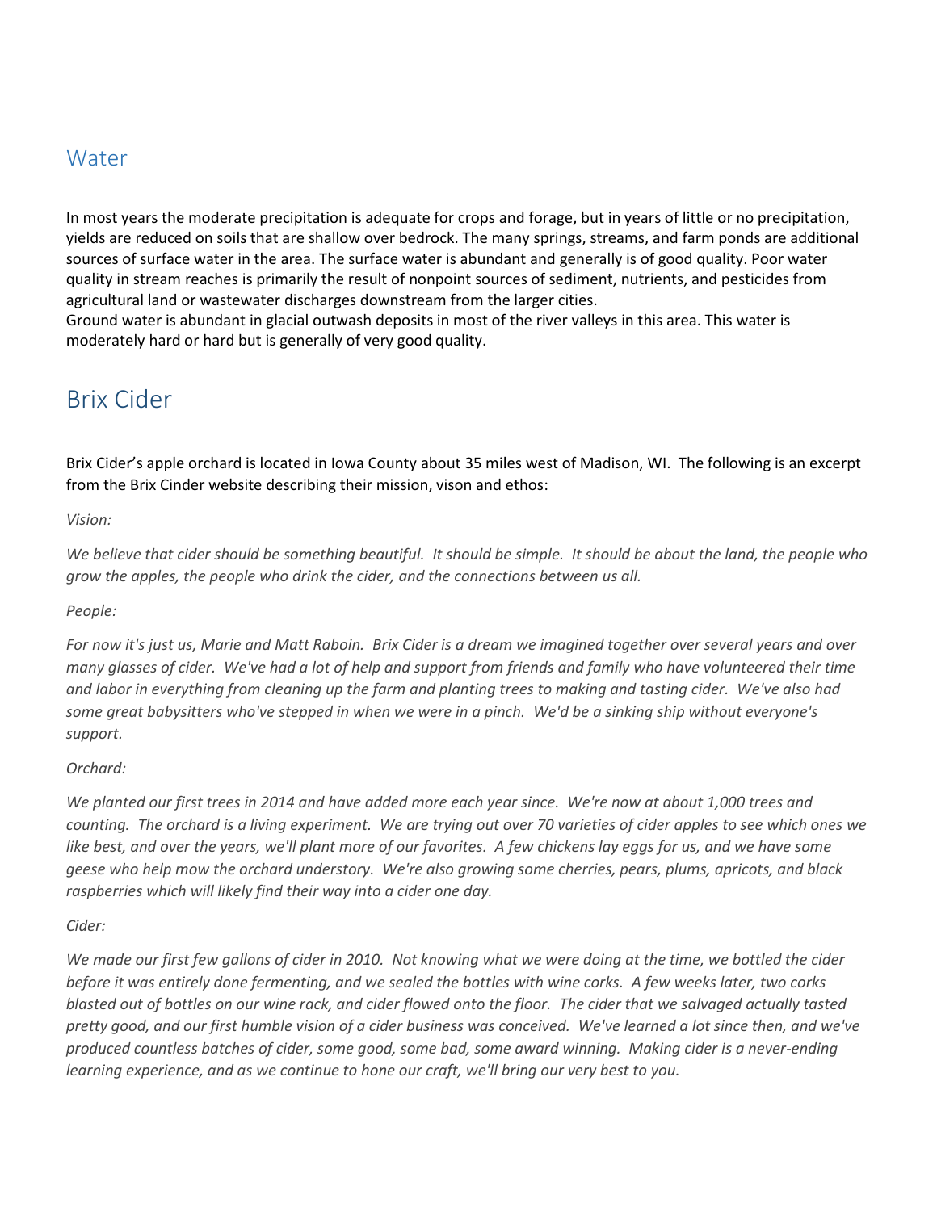## Water

In most years the moderate precipitation is adequate for crops and forage, but in years of little or no precipitation, yields are reduced on soils that are shallow over bedrock. The many springs, streams, and farm ponds are additional sources of surface water in the area. The surface water is abundant and generally is of good quality. Poor water quality in stream reaches is primarily the result of nonpoint sources of sediment, nutrients, and pesticides from agricultural land or wastewater discharges downstream from the larger cities.
Ground water is abundant in glacial outwash deposits in most of the river valleys in this area. This water is moderately hard or hard but is generally of very good quality.

## Brix Cider

Brix Cider's apple orchard is located in Iowa County about 35 miles west of Madison, WI. The following is an excerpt from the Brix Cinder website describing their mission, vison and ethos:

*Vision:*

*We believe that cider should be something beautiful. It should be simple. It should be about the land, the people who grow the apples, the people who drink the cider, and the connections between us all.*

*People:*

*For now it's just us, Marie and Matt Raboin. Brix Cider is a dream we imagined together over several years and over many glasses of cider. We've had a lot of help and support from friends and family who have volunteered their time and labor in everything from cleaning up the farm and planting trees to making and tasting cider. We've also had some great babysitters who've stepped in when we were in a pinch. We'd be a sinking ship without everyone's support.*

*Orchard:*

*We planted our first trees in 2014 and have added more each year since. We're now at about 1,000 trees and counting. The orchard is a living experiment. We are trying out over 70 varieties of cider apples to see which ones we like best, and over the years, we'll plant more of our favorites. A few chickens lay eggs for us, and we have some geese who help mow the orchard understory. We're also growing some cherries, pears, plums, apricots, and black raspberries which will likely find their way into a cider one day.*

*Cider:*

*We made our first few gallons of cider in 2010. Not knowing what we were doing at the time, we bottled the cider before it was entirely done fermenting, and we sealed the bottles with wine corks. A few weeks later, two corks blasted out of bottles on our wine rack, and cider flowed onto the floor. The cider that we salvaged actually tasted pretty good, and our first humble vision of a cider business was conceived. We've learned a lot since then, and we've produced countless batches of cider, some good, some bad, some award winning. Making cider is a never-ending learning experience, and as we continue to hone our craft, we'll bring our very best to you.*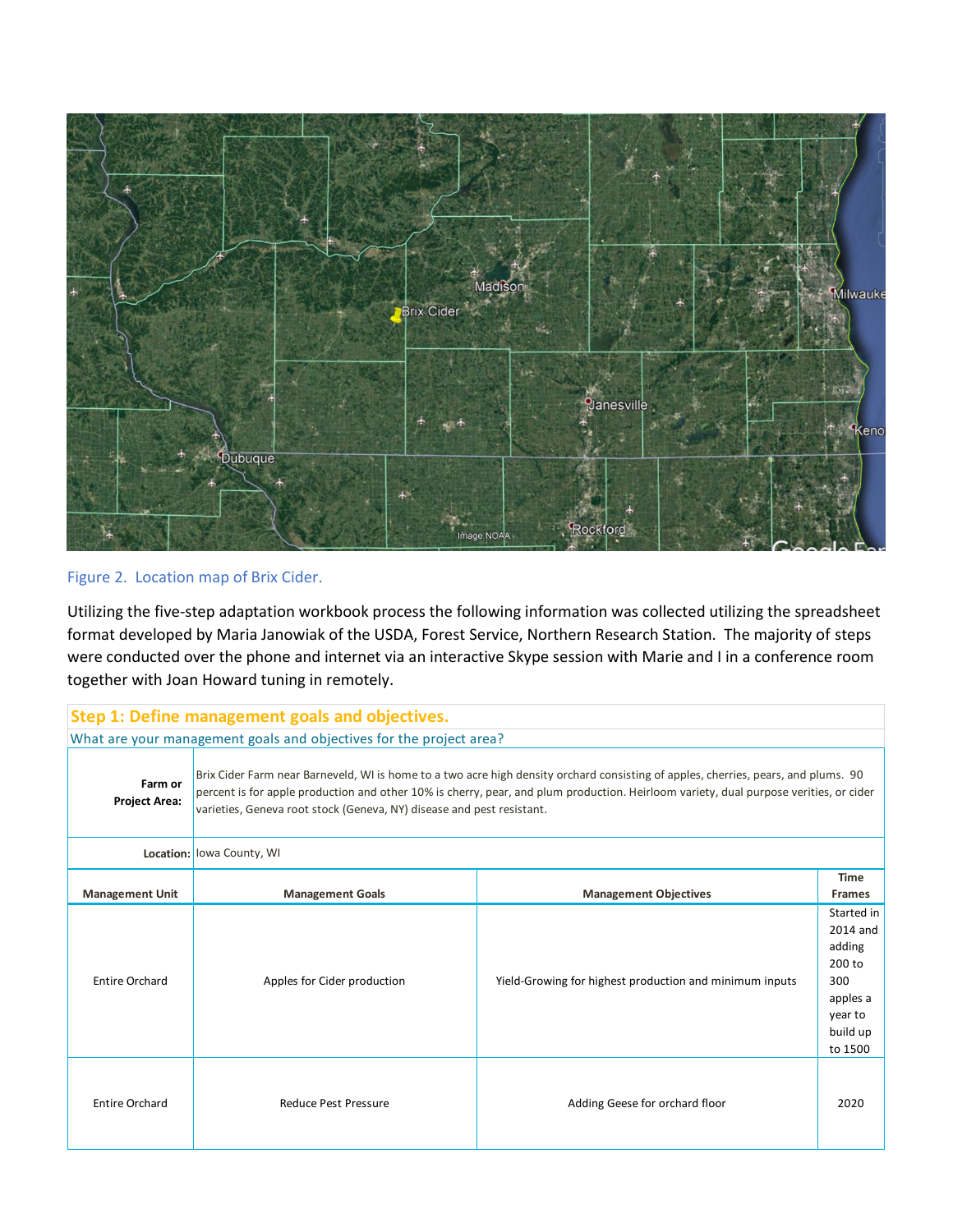Figure 2. Location map of Brix Cider.

Utilizing the five-step adaptation workbook process the following information was collected utilizing the spreadsheet format developed by Maria Janowiak of the USDA, Forest Service, Northern Research Station. The majority of steps were conducted over the phone and internet via an interactive Skype session with Marie and I in a conference room together with Joan Howard tuning in remotely.

## Step 1: Define management goals and objectives.

What are your management goals and objectives for the project area?

| | |
|---|---|
| **Farm or Project Area:** | Brix Cider Farm near Barneveld, WI is home to a two acre high density orchard consisting of apples, cherries, pears, and plums. 90 percent is for apple production and other 10% is cherry, pear, and plum production. Heirloom variety, dual purpose verities, or cider varieties, Geneva root stock (Geneva, NY) disease and pest resistant. |
| **Location:** | Iowa County, WI |

| Management Unit | Management Goals | Management Objectives | Time Frames |
|---|---|---|---|
| Entire Orchard | Apples for Cider production | Yield-Growing for highest production and minimum inputs | Started in 2014 and adding 200 to 300 apples a year to build up to 1500 |
| Entire Orchard | Reduce Pest Pressure | Adding Geese for orchard floor | 2020 |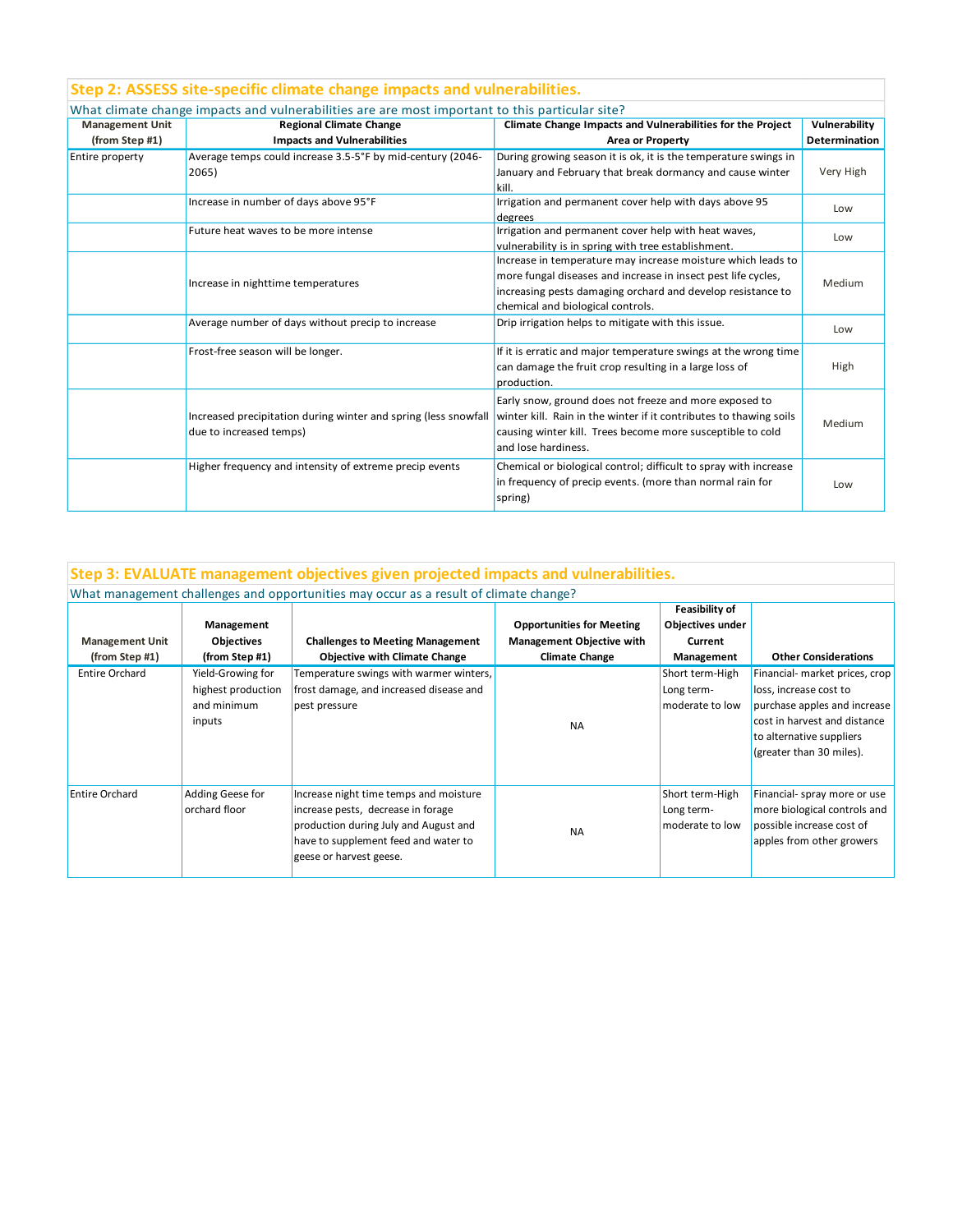## Step 2: ASSESS site-specific climate change impacts and vulnerabilities.

What climate change impacts and vulnerabilities are are most important to this particular site?

| Management Unit (from Step #1) | Regional Climate Change Impacts and Vulnerabilities | Climate Change Impacts and Vulnerabilities for the Project Area or Property | Vulnerability Determination |
|---|---|---|---|
| Entire property | Average temps could increase 3.5-5°F by mid-century (2046-2065) | During growing season it is ok, it is the temperature swings in January and February that break dormancy and cause winter kill. | Very High |
| | Increase in number of days above 95°F | Irrigation and permanent cover help with days above 95 degrees | Low |
| | Future heat waves to be more intense | Irrigation and permanent cover help with heat waves, vulnerability is in spring with tree establishment. | Low |
| | Increase in nighttime temperatures | Increase in temperature may increase moisture which leads to more fungal diseases and increase in insect pest life cycles, increasing pests damaging orchard and develop resistance to chemical and biological controls. | Medium |
| | Average number of days without precip to increase | Drip irrigation helps to mitigate with this issue. | Low |
| | Frost-free season will be longer. | If it is erratic and major temperature swings at the wrong time can damage the fruit crop resulting in a large loss of production. | High |
| | Increased precipitation during winter and spring (less snowfall due to increased temps) | Early snow, ground does not freeze and more exposed to winter kill. Rain in the winter if it contributes to thawing soils causing winter kill. Trees become more susceptible to cold and lose hardiness. | Medium |
| | Higher frequency and intensity of extreme precip events | Chemical or biological control; difficult to spray with increase in frequency of precip events. (more than normal rain for spring) | Low |

## Step 3: EVALUATE management objectives given projected impacts and vulnerabilities.

What management challenges and opportunities may occur as a result of climate change?

| Management Unit (from Step #1) | Management Objectives (from Step #1) | Challenges to Meeting Management Objective with Climate Change | Opportunities for Meeting Management Objective with Climate Change | Feasibility of Objectives under Current Management | Other Considerations |
|---|---|---|---|---|---|
| Entire Orchard | Yield-Growing for highest production and minimum inputs | Temperature swings with warmer winters, frost damage, and increased disease and pest pressure | NA | Short term-High Long term-moderate to low | Financial- market prices, crop loss, increase cost to purchase apples and increase cost in harvest and distance to alternative suppliers (greater than 30 miles). |
| Entire Orchard | Adding Geese for orchard floor | Increase night time temps and moisture increase pests, decrease in forage production during July and August and have to supplement feed and water to geese or harvest geese. | NA | Short term-High Long term-moderate to low | Financial- spray more or use more biological controls and possible increase cost of apples from other growers |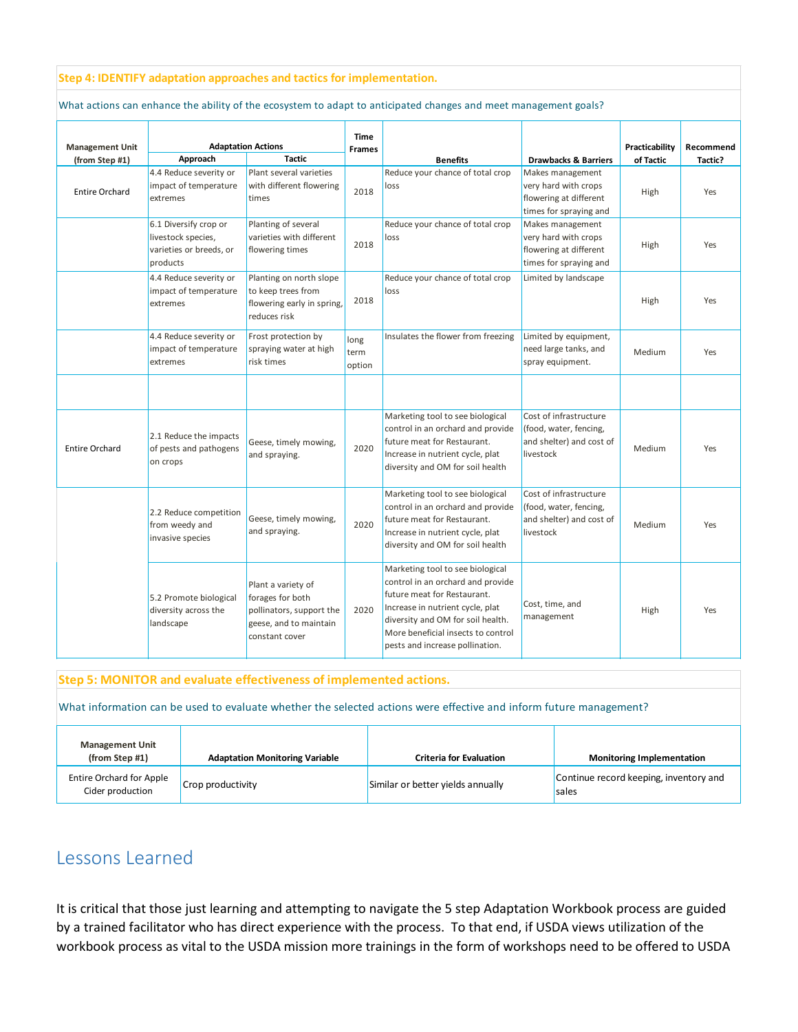**Step 4: IDENTIFY adaptation approaches and tactics for implementation.**

What actions can enhance the ability of the ecosystem to adapt to anticipated changes and meet management goals?

| Management Unit (from Step #1) | Adaptation Actions | | Time Frames | Benefits | Drawbacks & Barriers | Practicability of Tactic | Recommend Tactic? |
|---|---|---|---|---|---|---|---|
| | Approach | Tactic | | | | | |
| Entire Orchard | 4.4 Reduce severity or impact of temperature extremes | Plant several varieties with different flowering times | 2018 | Reduce your chance of total crop loss | Makes management very hard with crops flowering at different times for spraying and | High | Yes |
| | 6.1 Diversify crop or livestock species, varieties or breeds, or products | Planting of several varieties with different flowering times | 2018 | Reduce your chance of total crop loss | Makes management very hard with crops flowering at different times for spraying and | High | Yes |
| | 4.4 Reduce severity or impact of temperature extremes | Planting on north slope to keep trees from flowering early in spring, reduces risk | 2018 | Reduce your chance of total crop loss | Limited by landscape | High | Yes |
| | 4.4 Reduce severity or impact of temperature extremes | Frost protection by spraying water at high risk times | long term option | Insulates the flower from freezing | Limited by equipment, need large tanks, and spray equipment. | Medium | Yes |
| | | | | | | | |
| Entire Orchard | 2.1 Reduce the impacts of pests and pathogens on crops | Geese, timely mowing, and spraying. | 2020 | Marketing tool to see biological control in an orchard and provide future meat for Restaurant. Increase in nutrient cycle, plat diversity and OM for soil health | Cost of infrastructure (food, water, fencing, and shelter) and cost of livestock | Medium | Yes |
| | 2.2 Reduce competition from weedy and invasive species | Geese, timely mowing, and spraying. | 2020 | Marketing tool to see biological control in an orchard and provide future meat for Restaurant. Increase in nutrient cycle, plat diversity and OM for soil health | Cost of infrastructure (food, water, fencing, and shelter) and cost of livestock | Medium | Yes |
| | 5.2 Promote biological diversity across the landscape | Plant a variety of forages for both pollinators, support the geese, and to maintain constant cover | 2020 | Marketing tool to see biological control in an orchard and provide future meat for Restaurant. Increase in nutrient cycle, plat diversity and OM for soil health. More beneficial insects to control pests and increase pollination. | Cost, time, and management | High | Yes |

**Step 5: MONITOR and evaluate effectiveness of implemented actions.**

What information can be used to evaluate whether the selected actions were effective and inform future management?

| Management Unit (from Step #1) | Adaptation Monitoring Variable | Criteria for Evaluation | Monitoring Implementation |
|---|---|---|---|
| Entire Orchard for Apple Cider production | Crop productivity | Similar or better yields annually | Continue record keeping, inventory and sales |

## Lessons Learned

It is critical that those just learning and attempting to navigate the 5 step Adaptation Workbook process are guided by a trained facilitator who has direct experience with the process. To that end, if USDA views utilization of the workbook process as vital to the USDA mission more trainings in the form of workshops need to be offered to USDA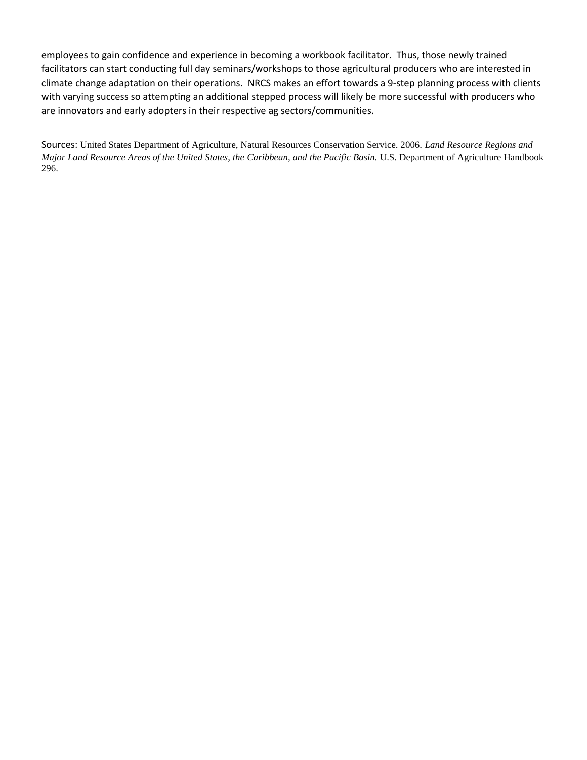employees to gain confidence and experience in becoming a workbook facilitator.  Thus, those newly trained facilitators can start conducting full day seminars/workshops to those agricultural producers who are interested in climate change adaptation on their operations.  NRCS makes an effort towards a 9-step planning process with clients with varying success so attempting an additional stepped process will likely be more successful with producers who are innovators and early adopters in their respective ag sectors/communities.

Sources: United States Department of Agriculture, Natural Resources Conservation Service. 2006. *Land Resource Regions and Major Land Resource Areas of the United States, the Caribbean, and the Pacific Basin.* U.S. Department of Agriculture Handbook 296.